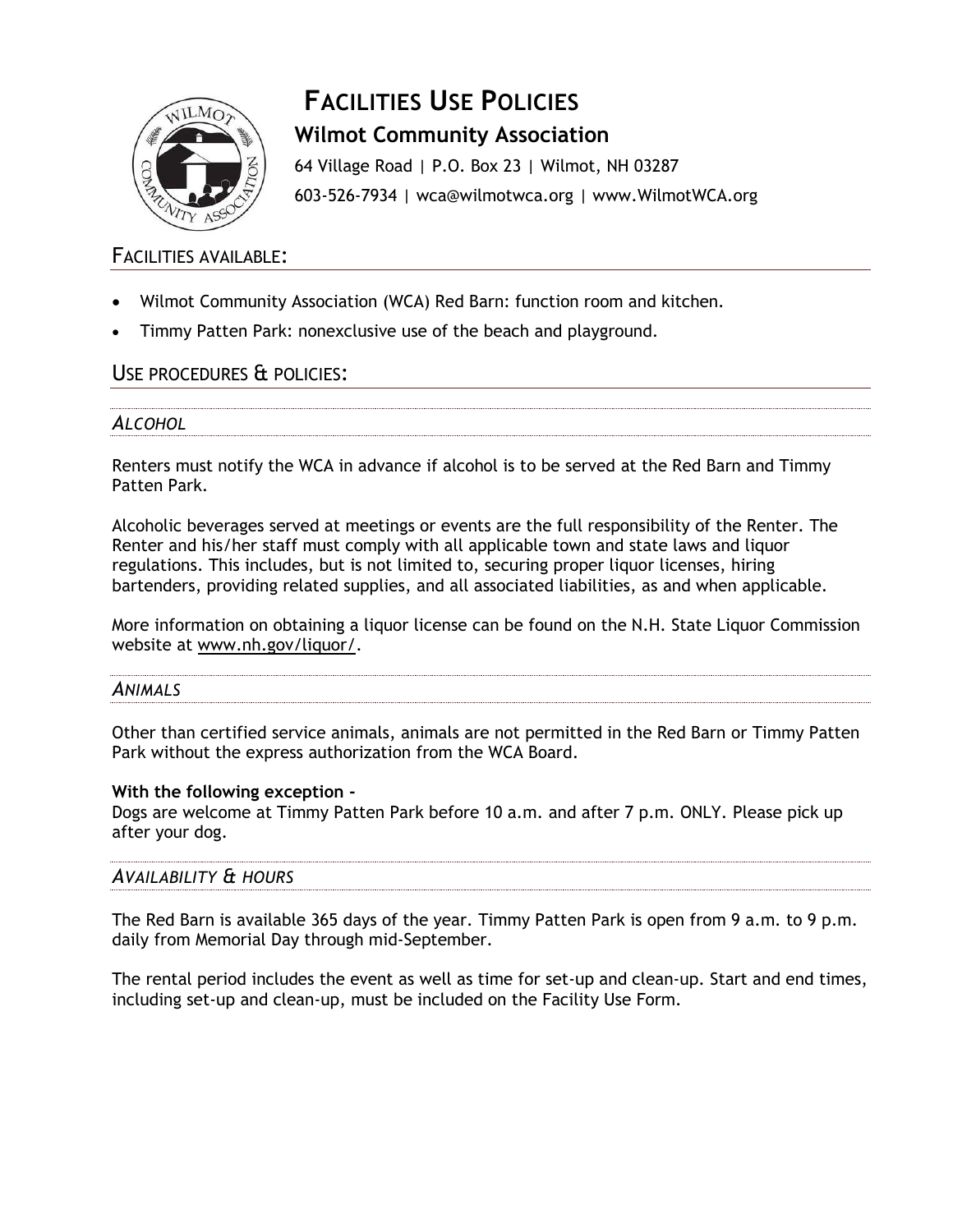# FACILITIES USE POLICIES

## Wilmot Community Association

64 Village Road | P.O. Box 23 | Wilmot, NH 03287

603-526-7934 | wca@wilmotwca.org | www.WilmotWCA.org

## FACILITIES AVAILABLE:

- Wilmot Community Association (WCA) Red Barn: function room and kitchen.
- Timmy Patten Park: nonexclusive use of the beach and playground.

## USE PROCEDURES & POLICIES:

### *ALCOHOL*

Renters must notify the WCA in advance if alcohol is to be served at the Red Barn and Timmy Patten Park.

Alcoholic beverages served at meetings or events are the full responsibility of the Renter. The Renter and his/her staff must comply with all applicable town and state laws and liquor regulations. This includes, but is not limited to, securing proper liquor licenses, hiring bartenders, providing related supplies, and all associated liabilities, as and when applicable.

More information on obtaining a liquor license can be found on the N.H. State Liquor Commission website at www.nh.gov/liquor/.

### *ANIMALS*

Other than certified service animals, animals are not permitted in the Red Barn or Timmy Patten Park without the express authorization from the WCA Board.

**With the following exception -**
Dogs are welcome at Timmy Patten Park before 10 a.m. and after 7 p.m. ONLY. Please pick up after your dog.

### *AVAILABILITY & HOURS*

The Red Barn is available 365 days of the year. Timmy Patten Park is open from 9 a.m. to 9 p.m. daily from Memorial Day through mid-September.

The rental period includes the event as well as time for set-up and clean-up. Start and end times, including set-up and clean-up, must be included on the Facility Use Form.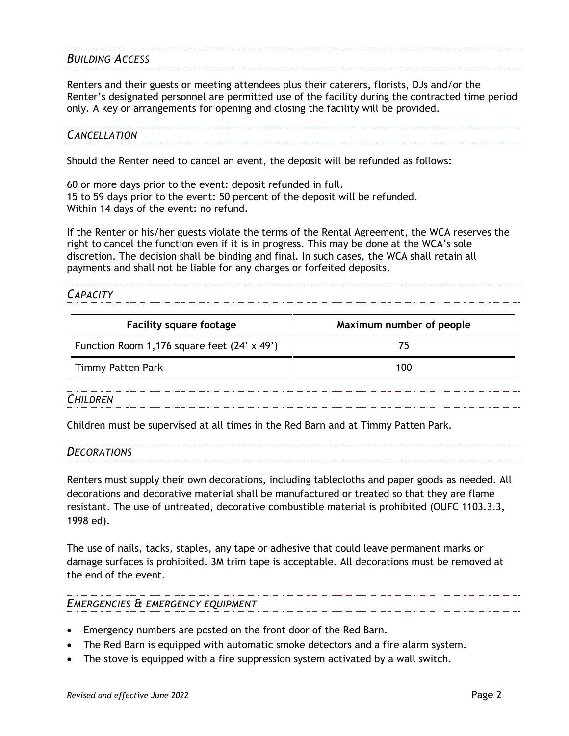## *BUILDING ACCESS*

Renters and their guests or meeting attendees plus their caterers, florists, DJs and/or the Renter's designated personnel are permitted use of the facility during the contracted time period only. A key or arrangements for opening and closing the facility will be provided.

## *CANCELLATION*

Should the Renter need to cancel an event, the deposit will be refunded as follows:

60 or more days prior to the event: deposit refunded in full.
15 to 59 days prior to the event: 50 percent of the deposit will be refunded.
Within 14 days of the event: no refund.

If the Renter or his/her guests violate the terms of the Rental Agreement, the WCA reserves the right to cancel the function even if it is in progress. This may be done at the WCA's sole discretion. The decision shall be binding and final. In such cases, the WCA shall retain all payments and shall not be liable for any charges or forfeited deposits.

## *CAPACITY*

| Facility square footage | Maximum number of people |
|---|---|
| Function Room 1,176 square feet (24' x 49') | 75 |
| Timmy Patten Park | 100 |

## *CHILDREN*

Children must be supervised at all times in the Red Barn and at Timmy Patten Park.

## *DECORATIONS*

Renters must supply their own decorations, including tablecloths and paper goods as needed. All decorations and decorative material shall be manufactured or treated so that they are flame resistant. The use of untreated, decorative combustible material is prohibited (OUFC 1103.3.3, 1998 ed).

The use of nails, tacks, staples, any tape or adhesive that could leave permanent marks or damage surfaces is prohibited. 3M trim tape is acceptable. All decorations must be removed at the end of the event.

## *EMERGENCIES & EMERGENCY EQUIPMENT*

- Emergency numbers are posted on the front door of the Red Barn.
- The Red Barn is equipped with automatic smoke detectors and a fire alarm system.
- The stove is equipped with a fire suppression system activated by a wall switch.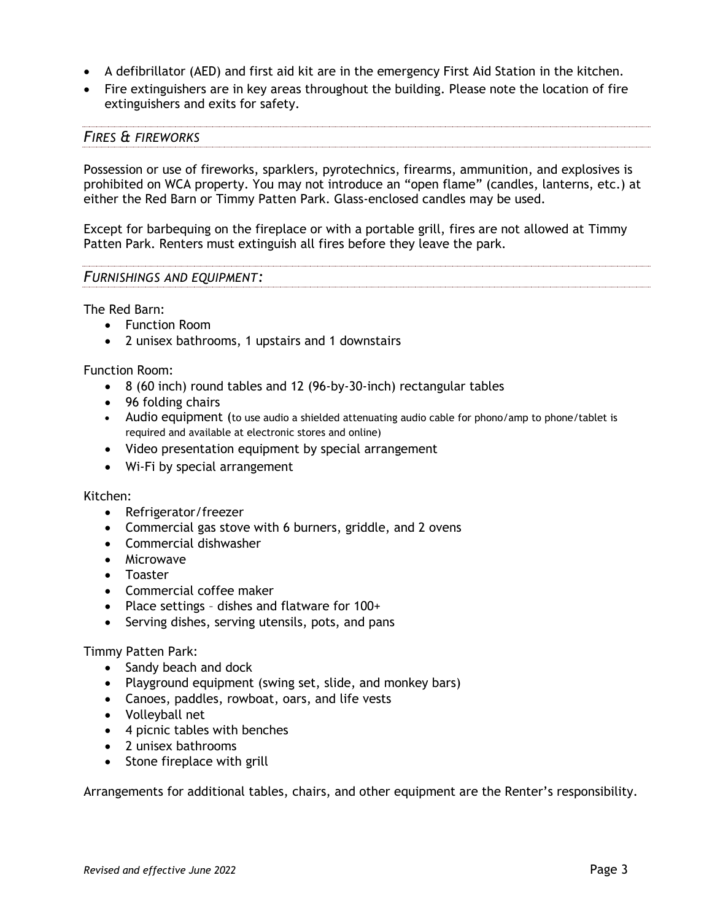- A defibrillator (AED) and first aid kit are in the emergency First Aid Station in the kitchen.
- Fire extinguishers are in key areas throughout the building. Please note the location of fire extinguishers and exits for safety.

### *FIRES & FIREWORKS*

Possession or use of fireworks, sparklers, pyrotechnics, firearms, ammunition, and explosives is prohibited on WCA property. You may not introduce an "open flame" (candles, lanterns, etc.) at either the Red Barn or Timmy Patten Park. Glass-enclosed candles may be used.

Except for barbequing on the fireplace or with a portable grill, fires are not allowed at Timmy Patten Park. Renters must extinguish all fires before they leave the park.

### *FURNISHINGS AND EQUIPMENT:*

The Red Barn:

- Function Room
- 2 unisex bathrooms, 1 upstairs and 1 downstairs

Function Room:

- 8 (60 inch) round tables and 12 (96-by-30-inch) rectangular tables
- 96 folding chairs
- Audio equipment (to use audio a shielded attenuating audio cable for phono/amp to phone/tablet is required and available at electronic stores and online)
- Video presentation equipment by special arrangement
- Wi-Fi by special arrangement

Kitchen:

- Refrigerator/freezer
- Commercial gas stove with 6 burners, griddle, and 2 ovens
- Commercial dishwasher
- Microwave
- Toaster
- Commercial coffee maker
- Place settings – dishes and flatware for 100+
- Serving dishes, serving utensils, pots, and pans

Timmy Patten Park:

- Sandy beach and dock
- Playground equipment (swing set, slide, and monkey bars)
- Canoes, paddles, rowboat, oars, and life vests
- Volleyball net
- 4 picnic tables with benches
- 2 unisex bathrooms
- Stone fireplace with grill

Arrangements for additional tables, chairs, and other equipment are the Renter's responsibility.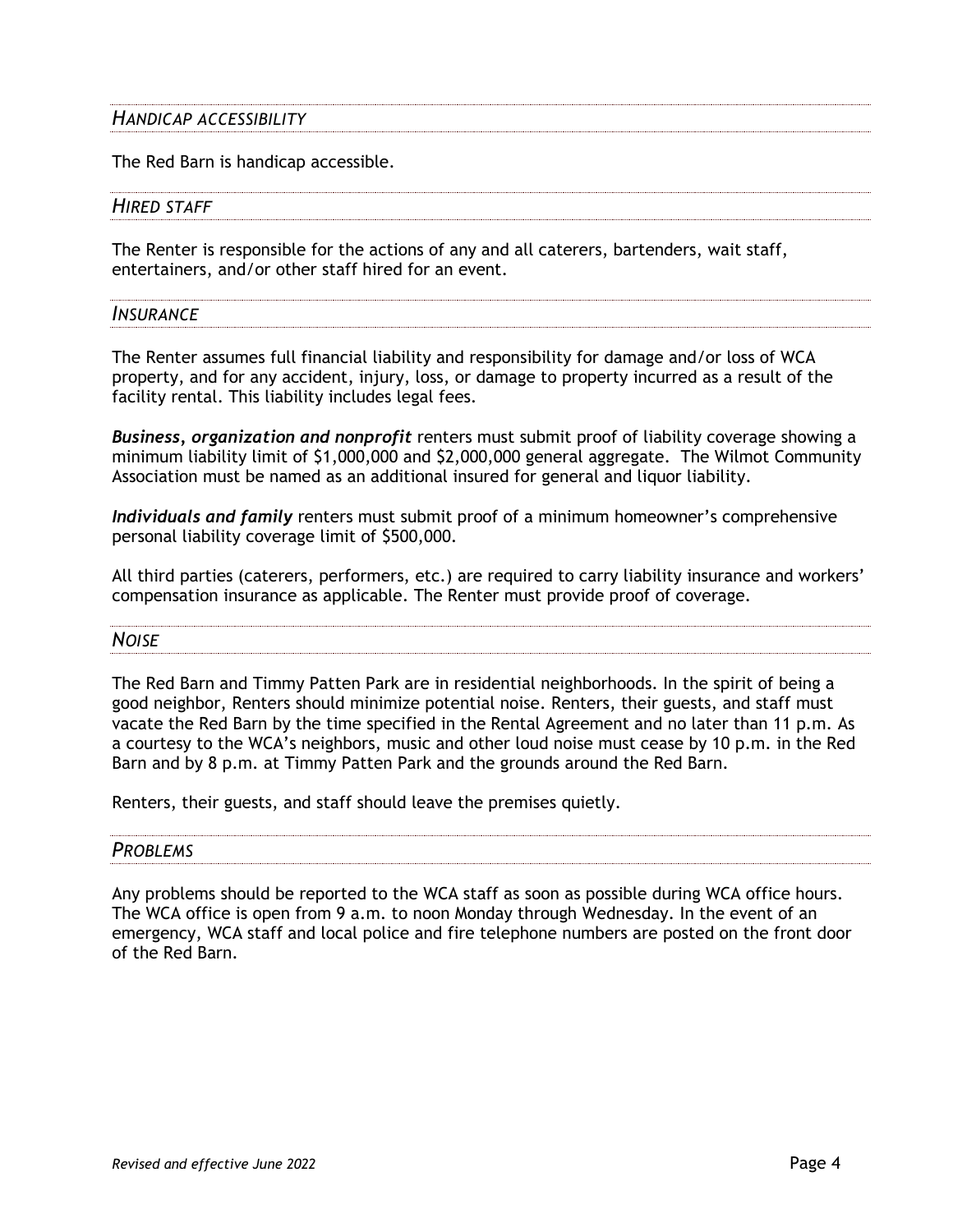### *HANDICAP ACCESSIBILITY*

The Red Barn is handicap accessible.

### *HIRED STAFF*

The Renter is responsible for the actions of any and all caterers, bartenders, wait staff, entertainers, and/or other staff hired for an event.

### *INSURANCE*

The Renter assumes full financial liability and responsibility for damage and/or loss of WCA property, and for any accident, injury, loss, or damage to property incurred as a result of the facility rental. This liability includes legal fees.

***Business, organization and nonprofit*** renters must submit proof of liability coverage showing a minimum liability limit of $1,000,000 and $2,000,000 general aggregate. The Wilmot Community Association must be named as an additional insured for general and liquor liability.

***Individuals and family*** renters must submit proof of a minimum homeowner's comprehensive personal liability coverage limit of $500,000.

All third parties (caterers, performers, etc.) are required to carry liability insurance and workers' compensation insurance as applicable. The Renter must provide proof of coverage.

### *NOISE*

The Red Barn and Timmy Patten Park are in residential neighborhoods. In the spirit of being a good neighbor, Renters should minimize potential noise. Renters, their guests, and staff must vacate the Red Barn by the time specified in the Rental Agreement and no later than 11 p.m. As a courtesy to the WCA's neighbors, music and other loud noise must cease by 10 p.m. in the Red Barn and by 8 p.m. at Timmy Patten Park and the grounds around the Red Barn.

Renters, their guests, and staff should leave the premises quietly.

### *PROBLEMS*

Any problems should be reported to the WCA staff as soon as possible during WCA office hours. The WCA office is open from 9 a.m. to noon Monday through Wednesday. In the event of an emergency, WCA staff and local police and fire telephone numbers are posted on the front door of the Red Barn.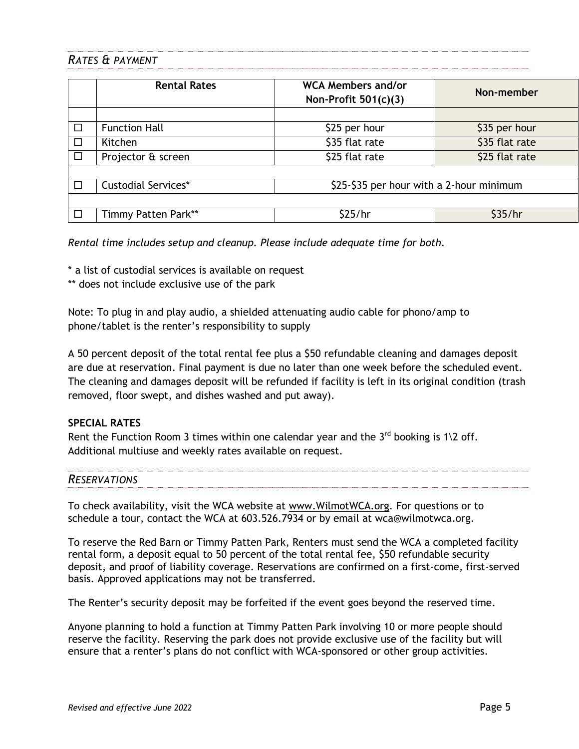## *RATES & PAYMENT*

| | Rental Rates | WCA Members and/or Non-Profit 501(c)(3) | Non-member |
|---|---|---|---|
| | | | |
| ☐ | Function Hall | $25 per hour | $35 per hour |
| ☐ | Kitchen | $35 flat rate | $35 flat rate |
| ☐ | Projector & screen | $25 flat rate | $25 flat rate |
| | | | |
| ☐ | Custodial Services* | $25-$35 per hour with a 2-hour minimum | |
| | | | |
| ☐ | Timmy Patten Park** | $25/hr | $35/hr |

*Rental time includes setup and cleanup. Please include adequate time for both.*

* a list of custodial services is available on request
** does not include exclusive use of the park

Note: To plug in and play audio, a shielded attenuating audio cable for phono/amp to phone/tablet is the renter's responsibility to supply

A 50 percent deposit of the total rental fee plus a $50 refundable cleaning and damages deposit are due at reservation. Final payment is due no later than one week before the scheduled event. The cleaning and damages deposit will be refunded if facility is left in its original condition (trash removed, floor swept, and dishes washed and put away).

**SPECIAL RATES**

Rent the Function Room 3 times within one calendar year and the 3rd booking is 1\2 off. Additional multiuse and weekly rates available on request.

## *RESERVATIONS*

To check availability, visit the WCA website at www.WilmotWCA.org. For questions or to schedule a tour, contact the WCA at 603.526.7934 or by email at wca@wilmotwca.org.

To reserve the Red Barn or Timmy Patten Park, Renters must send the WCA a completed facility rental form, a deposit equal to 50 percent of the total rental fee, $50 refundable security deposit, and proof of liability coverage. Reservations are confirmed on a first-come, first-served basis. Approved applications may not be transferred.

The Renter's security deposit may be forfeited if the event goes beyond the reserved time.

Anyone planning to hold a function at Timmy Patten Park involving 10 or more people should reserve the facility. Reserving the park does not provide exclusive use of the facility but will ensure that a renter's plans do not conflict with WCA-sponsored or other group activities.

*Revised and effective June 2022*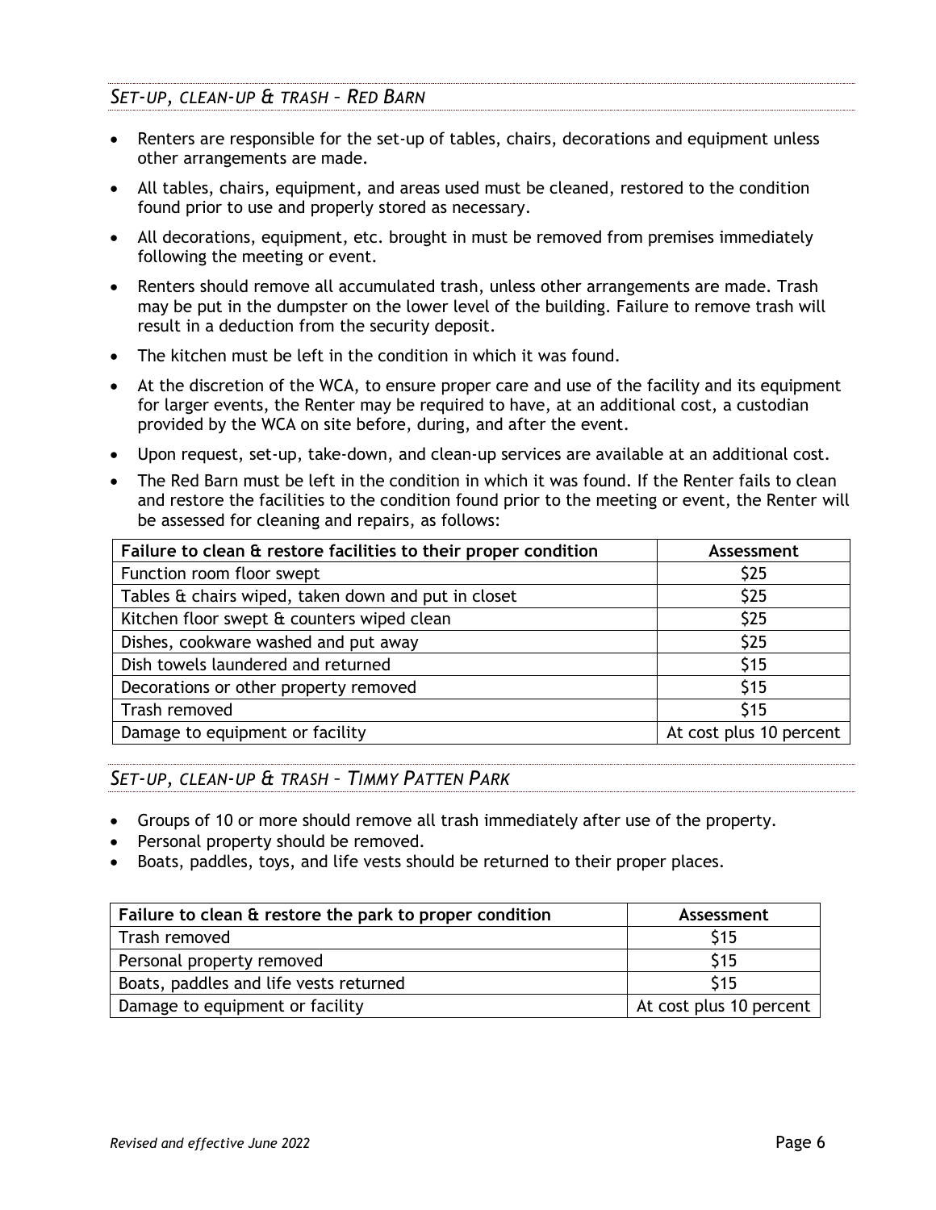### *Set-up, clean-up & trash – Red Barn*

- Renters are responsible for the set-up of tables, chairs, decorations and equipment unless other arrangements are made.
- All tables, chairs, equipment, and areas used must be cleaned, restored to the condition found prior to use and properly stored as necessary.
- All decorations, equipment, etc. brought in must be removed from premises immediately following the meeting or event.
- Renters should remove all accumulated trash, unless other arrangements are made. Trash may be put in the dumpster on the lower level of the building. Failure to remove trash will result in a deduction from the security deposit.
- The kitchen must be left in the condition in which it was found.
- At the discretion of the WCA, to ensure proper care and use of the facility and its equipment for larger events, the Renter may be required to have, at an additional cost, a custodian provided by the WCA on site before, during, and after the event.
- Upon request, set-up, take-down, and clean-up services are available at an additional cost.
- The Red Barn must be left in the condition in which it was found. If the Renter fails to clean and restore the facilities to the condition found prior to the meeting or event, the Renter will be assessed for cleaning and repairs, as follows:

| Failure to clean & restore facilities to their proper condition | Assessment |
|---|---|
| Function room floor swept | $25 |
| Tables & chairs wiped, taken down and put in closet | $25 |
| Kitchen floor swept & counters wiped clean | $25 |
| Dishes, cookware washed and put away | $25 |
| Dish towels laundered and returned | $15 |
| Decorations or other property removed | $15 |
| Trash removed | $15 |
| Damage to equipment or facility | At cost plus 10 percent |

### *Set-up, clean-up & trash – Timmy Patten Park*

- Groups of 10 or more should remove all trash immediately after use of the property.
- Personal property should be removed.
- Boats, paddles, toys, and life vests should be returned to their proper places.

| Failure to clean & restore the park to proper condition | Assessment |
|---|---|
| Trash removed | $15 |
| Personal property removed | $15 |
| Boats, paddles and life vests returned | $15 |
| Damage to equipment or facility | At cost plus 10 percent |

*Revised and effective June 2022*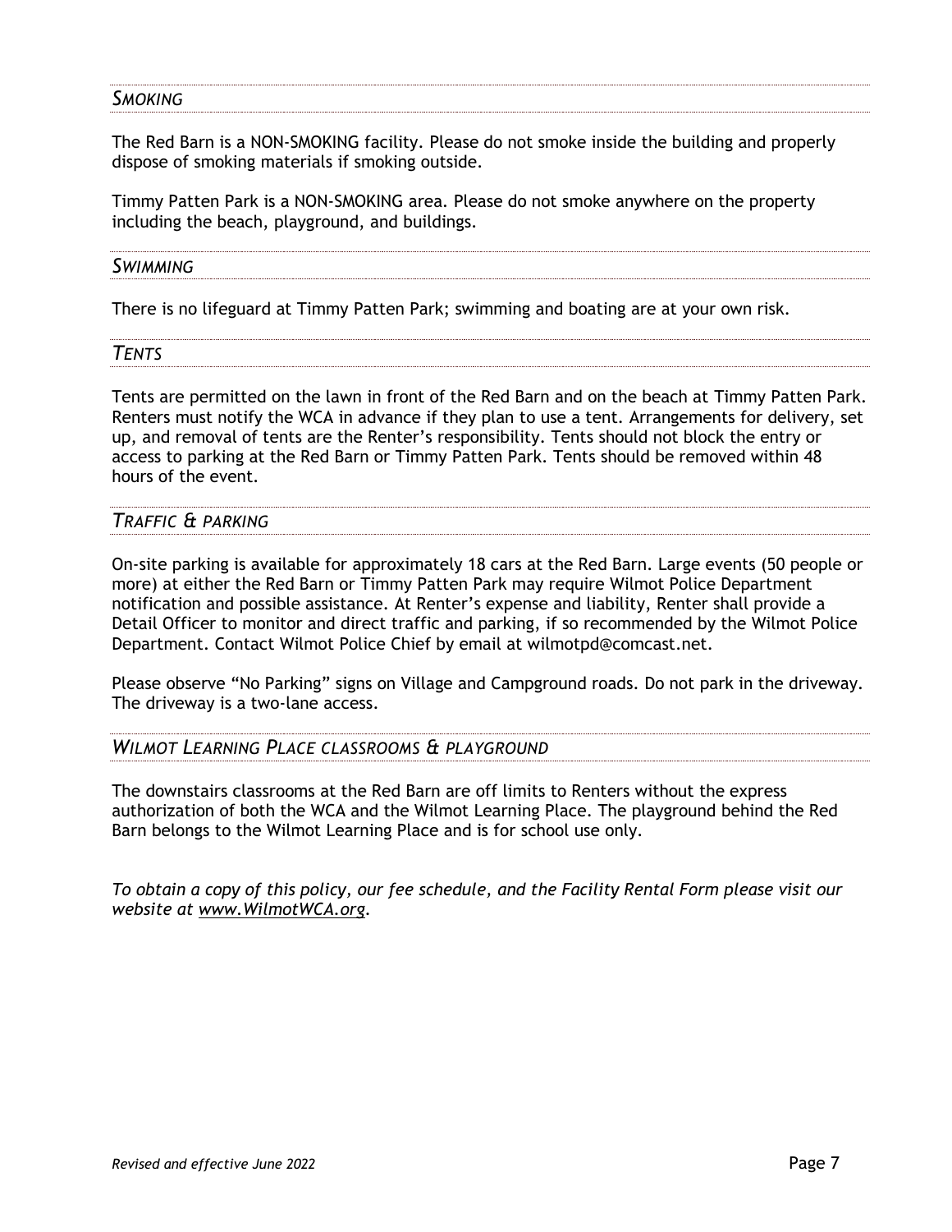### *SMOKING*

The Red Barn is a NON-SMOKING facility. Please do not smoke inside the building and properly dispose of smoking materials if smoking outside.

Timmy Patten Park is a NON-SMOKING area. Please do not smoke anywhere on the property including the beach, playground, and buildings.

### *SWIMMING*

There is no lifeguard at Timmy Patten Park; swimming and boating are at your own risk.

### *TENTS*

Tents are permitted on the lawn in front of the Red Barn and on the beach at Timmy Patten Park. Renters must notify the WCA in advance if they plan to use a tent. Arrangements for delivery, set up, and removal of tents are the Renter's responsibility. Tents should not block the entry or access to parking at the Red Barn or Timmy Patten Park. Tents should be removed within 48 hours of the event.

### *TRAFFIC & PARKING*

On-site parking is available for approximately 18 cars at the Red Barn. Large events (50 people or more) at either the Red Barn or Timmy Patten Park may require Wilmot Police Department notification and possible assistance. At Renter's expense and liability, Renter shall provide a Detail Officer to monitor and direct traffic and parking, if so recommended by the Wilmot Police Department. Contact Wilmot Police Chief by email at wilmotpd@comcast.net.

Please observe "No Parking" signs on Village and Campground roads. Do not park in the driveway. The driveway is a two-lane access.

### *WILMOT LEARNING PLACE CLASSROOMS & PLAYGROUND*

The downstairs classrooms at the Red Barn are off limits to Renters without the express authorization of both the WCA and the Wilmot Learning Place. The playground behind the Red Barn belongs to the Wilmot Learning Place and is for school use only.

*To obtain a copy of this policy, our fee schedule, and the Facility Rental Form please visit our website at [www.WilmotWCA.org](http://www.WilmotWCA.org).*

*Revised and effective June 2022*